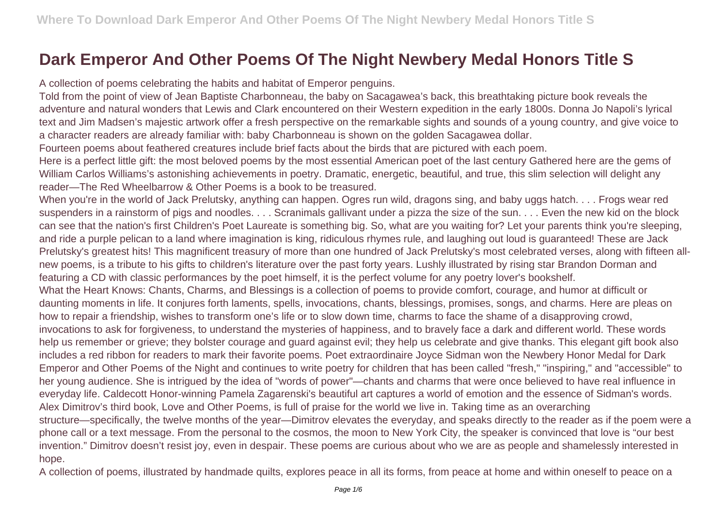# Dark Emperor And Other Poems Of The Night Newbery Medal Honors Title S

A collection of poems celebrating the habits and habitat of Emperor penguins.

Told from the point of view of Jean Baptiste Charbonneau, the baby on Sacagawea's back, this breathtaking picture book reveals the adventure and natural wonders that Lewis and Clark encountered on their Western expedition in the early 1800s. Donna Jo Napoli's lyrical text and Jim Madsen's majestic artwork offer a fresh perspective on the remarkable sights and sounds of a young country, and give voice to a character readers are already familiar with: baby Charbonneau is shown on the golden Sacagawea dollar.

Fourteen poems about feathered creatures include brief facts about the birds that are pictured with each poem.

Here is a perfect little gift: the most beloved poems by the most essential American poet of the last century Gathered here are the gems of William Carlos Williams's astonishing achievements in poetry. Dramatic, energetic, beautiful, and true, this slim selection will delight any reader—The Red Wheelbarrow & Other Poems is a book to be treasured.

When you're in the world of Jack Prelutsky, anything can happen. Ogres run wild, dragons sing, and baby uggs hatch. . . . Frogs wear red suspenders in a rainstorm of pigs and noodles. . . . Scranimals gallivant under a pizza the size of the sun. . . . Even the new kid on the block can see that the nation's first Children's Poet Laureate is something big. So, what are you waiting for? Let your parents think you're sleeping, and ride a purple pelican to a land where imagination is king, ridiculous rhymes rule, and laughing out loud is guaranteed! These are Jack Prelutsky's greatest hits! This magnificent treasury of more than one hundred of Jack Prelutsky's most celebrated verses, along with fifteen all-new poems, is a tribute to his gifts to children's literature over the past forty years. Lushly illustrated by rising star Brandon Dorman and featuring a CD with classic performances by the poet himself, it is the perfect volume for any poetry lover's bookshelf.

What the Heart Knows: Chants, Charms, and Blessings is a collection of poems to provide comfort, courage, and humor at difficult or daunting moments in life. It conjures forth laments, spells, invocations, chants, blessings, promises, songs, and charms. Here are pleas on how to repair a friendship, wishes to transform one's life or to slow down time, charms to face the shame of a disapproving crowd, invocations to ask for forgiveness, to understand the mysteries of happiness, and to bravely face a dark and different world. These words help us remember or grieve; they bolster courage and guard against evil; they help us celebrate and give thanks. This elegant gift book also includes a red ribbon for readers to mark their favorite poems. Poet extraordinaire Joyce Sidman won the Newbery Honor Medal for Dark Emperor and Other Poems of the Night and continues to write poetry for children that has been called "fresh," "inspiring," and "accessible" to her young audience. She is intrigued by the idea of "words of power"—chants and charms that were once believed to have real influence in everyday life. Caldecott Honor-winning Pamela Zagarenski's beautiful art captures a world of emotion and the essence of Sidman's words.

Alex Dimitrov's third book, Love and Other Poems, is full of praise for the world we live in. Taking time as an overarching structure—specifically, the twelve months of the year—Dimitrov elevates the everyday, and speaks directly to the reader as if the poem were a phone call or a text message. From the personal to the cosmos, the moon to New York City, the speaker is convinced that love is "our best invention." Dimitrov doesn't resist joy, even in despair. These poems are curious about who we are as people and shamelessly interested in hope.

A collection of poems, illustrated by handmade quilts, explores peace in all its forms, from peace at home and within oneself to peace on a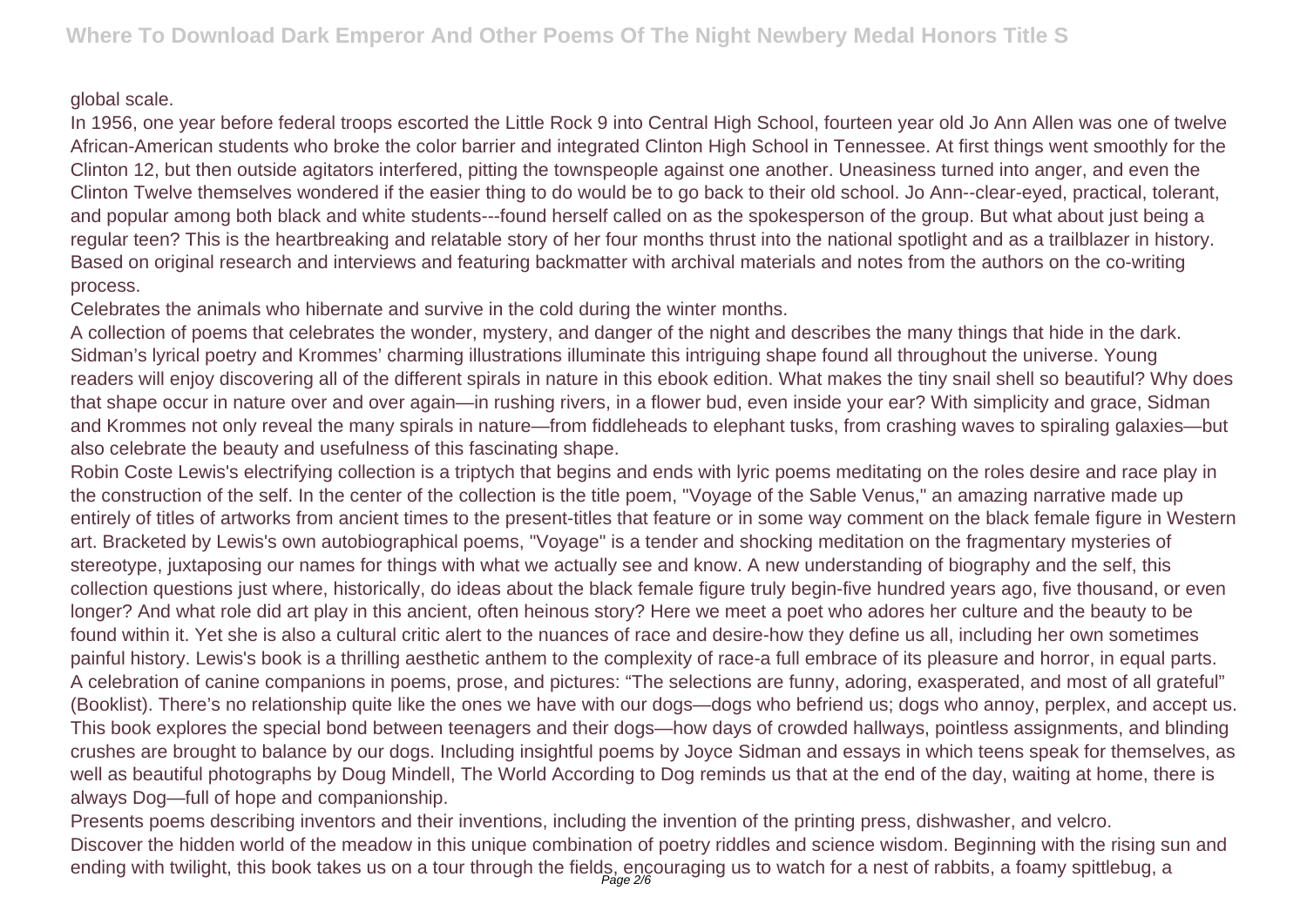global scale.

In 1956, one year before federal troops escorted the Little Rock 9 into Central High School, fourteen year old Jo Ann Allen was one of twelve African-American students who broke the color barrier and integrated Clinton High School in Tennessee. At first things went smoothly for the Clinton 12, but then outside agitators interfered, pitting the townspeople against one another. Uneasiness turned into anger, and even the Clinton Twelve themselves wondered if the easier thing to do would be to go back to their old school. Jo Ann--clear-eyed, practical, tolerant, and popular among both black and white students---found herself called on as the spokesperson of the group. But what about just being a regular teen? This is the heartbreaking and relatable story of her four months thrust into the national spotlight and as a trailblazer in history. Based on original research and interviews and featuring backmatter with archival materials and notes from the authors on the co-writing process.

Celebrates the animals who hibernate and survive in the cold during the winter months.

A collection of poems that celebrates the wonder, mystery, and danger of the night and describes the many things that hide in the dark.

Sidman's lyrical poetry and Krommes' charming illustrations illuminate this intriguing shape found all throughout the universe. Young readers will enjoy discovering all of the different spirals in nature in this ebook edition. What makes the tiny snail shell so beautiful? Why does that shape occur in nature over and over again—in rushing rivers, in a flower bud, even inside your ear? With simplicity and grace, Sidman and Krommes not only reveal the many spirals in nature—from fiddleheads to elephant tusks, from crashing waves to spiraling galaxies—but also celebrate the beauty and usefulness of this fascinating shape.

Robin Coste Lewis's electrifying collection is a triptych that begins and ends with lyric poems meditating on the roles desire and race play in the construction of the self. In the center of the collection is the title poem, "Voyage of the Sable Venus," an amazing narrative made up entirely of titles of artworks from ancient times to the present-titles that feature or in some way comment on the black female figure in Western art. Bracketed by Lewis's own autobiographical poems, "Voyage" is a tender and shocking meditation on the fragmentary mysteries of stereotype, juxtaposing our names for things with what we actually see and know. A new understanding of biography and the self, this collection questions just where, historically, do ideas about the black female figure truly begin-five hundred years ago, five thousand, or even longer? And what role did art play in this ancient, often heinous story? Here we meet a poet who adores her culture and the beauty to be found within it. Yet she is also a cultural critic alert to the nuances of race and desire-how they define us all, including her own sometimes painful history. Lewis's book is a thrilling aesthetic anthem to the complexity of race-a full embrace of its pleasure and horror, in equal parts.

A celebration of canine companions in poems, prose, and pictures: "The selections are funny, adoring, exasperated, and most of all grateful" (Booklist). There's no relationship quite like the ones we have with our dogs—dogs who befriend us; dogs who annoy, perplex, and accept us. This book explores the special bond between teenagers and their dogs—how days of crowded hallways, pointless assignments, and blinding crushes are brought to balance by our dogs. Including insightful poems by Joyce Sidman and essays in which teens speak for themselves, as well as beautiful photographs by Doug Mindell, The World According to Dog reminds us that at the end of the day, waiting at home, there is always Dog—full of hope and companionship.

Presents poems describing inventors and their inventions, including the invention of the printing press, dishwasher, and velcro.

Discover the hidden world of the meadow in this unique combination of poetry riddles and science wisdom. Beginning with the rising sun and ending with twilight, this book takes us on a tour through the fields, encouraging us to watch for a nest of rabbits, a foamy spittlebug, a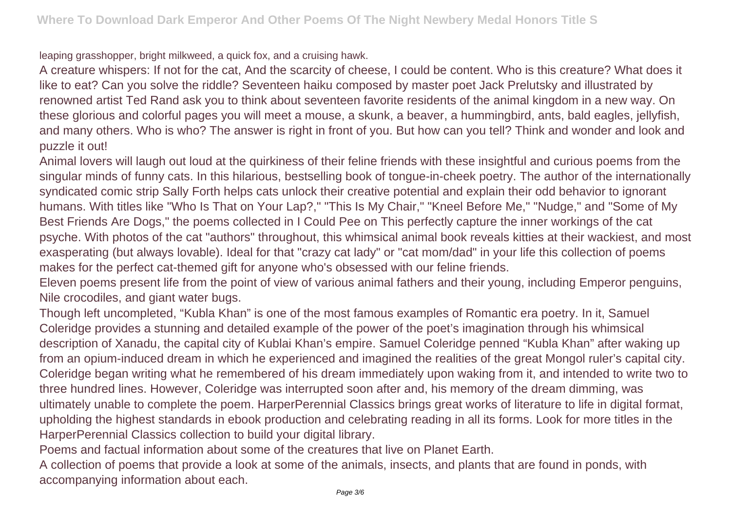leaping grasshopper, bright milkweed, a quick fox, and a cruising hawk.

A creature whispers: If not for the cat, And the scarcity of cheese, I could be content. Who is this creature? What does it like to eat? Can you solve the riddle? Seventeen haiku composed by master poet Jack Prelutsky and illustrated by renowned artist Ted Rand ask you to think about seventeen favorite residents of the animal kingdom in a new way. On these glorious and colorful pages you will meet a mouse, a skunk, a beaver, a hummingbird, ants, bald eagles, jellyfish, and many others. Who is who? The answer is right in front of you. But how can you tell? Think and wonder and look and puzzle it out!

Animal lovers will laugh out loud at the quirkiness of their feline friends with these insightful and curious poems from the singular minds of funny cats. In this hilarious, bestselling book of tongue-in-cheek poetry. The author of the internationally syndicated comic strip Sally Forth helps cats unlock their creative potential and explain their odd behavior to ignorant humans. With titles like "Who Is That on Your Lap?," "This Is My Chair," "Kneel Before Me," "Nudge," and "Some of My Best Friends Are Dogs," the poems collected in I Could Pee on This perfectly capture the inner workings of the cat psyche. With photos of the cat "authors" throughout, this whimsical animal book reveals kitties at their wackiest, and most exasperating (but always lovable). Ideal for that "crazy cat lady" or "cat mom/dad" in your life this collection of poems makes for the perfect cat-themed gift for anyone who's obsessed with our feline friends.

Eleven poems present life from the point of view of various animal fathers and their young, including Emperor penguins, Nile crocodiles, and giant water bugs.

Though left uncompleted, "Kubla Khan" is one of the most famous examples of Romantic era poetry. In it, Samuel Coleridge provides a stunning and detailed example of the power of the poet's imagination through his whimsical description of Xanadu, the capital city of Kublai Khan's empire. Samuel Coleridge penned "Kubla Khan" after waking up from an opium-induced dream in which he experienced and imagined the realities of the great Mongol ruler's capital city. Coleridge began writing what he remembered of his dream immediately upon waking from it, and intended to write two to three hundred lines. However, Coleridge was interrupted soon after and, his memory of the dream dimming, was ultimately unable to complete the poem. HarperPerennial Classics brings great works of literature to life in digital format, upholding the highest standards in ebook production and celebrating reading in all its forms. Look for more titles in the HarperPerennial Classics collection to build your digital library.

Poems and factual information about some of the creatures that live on Planet Earth.

A collection of poems that provide a look at some of the animals, insects, and plants that are found in ponds, with accompanying information about each.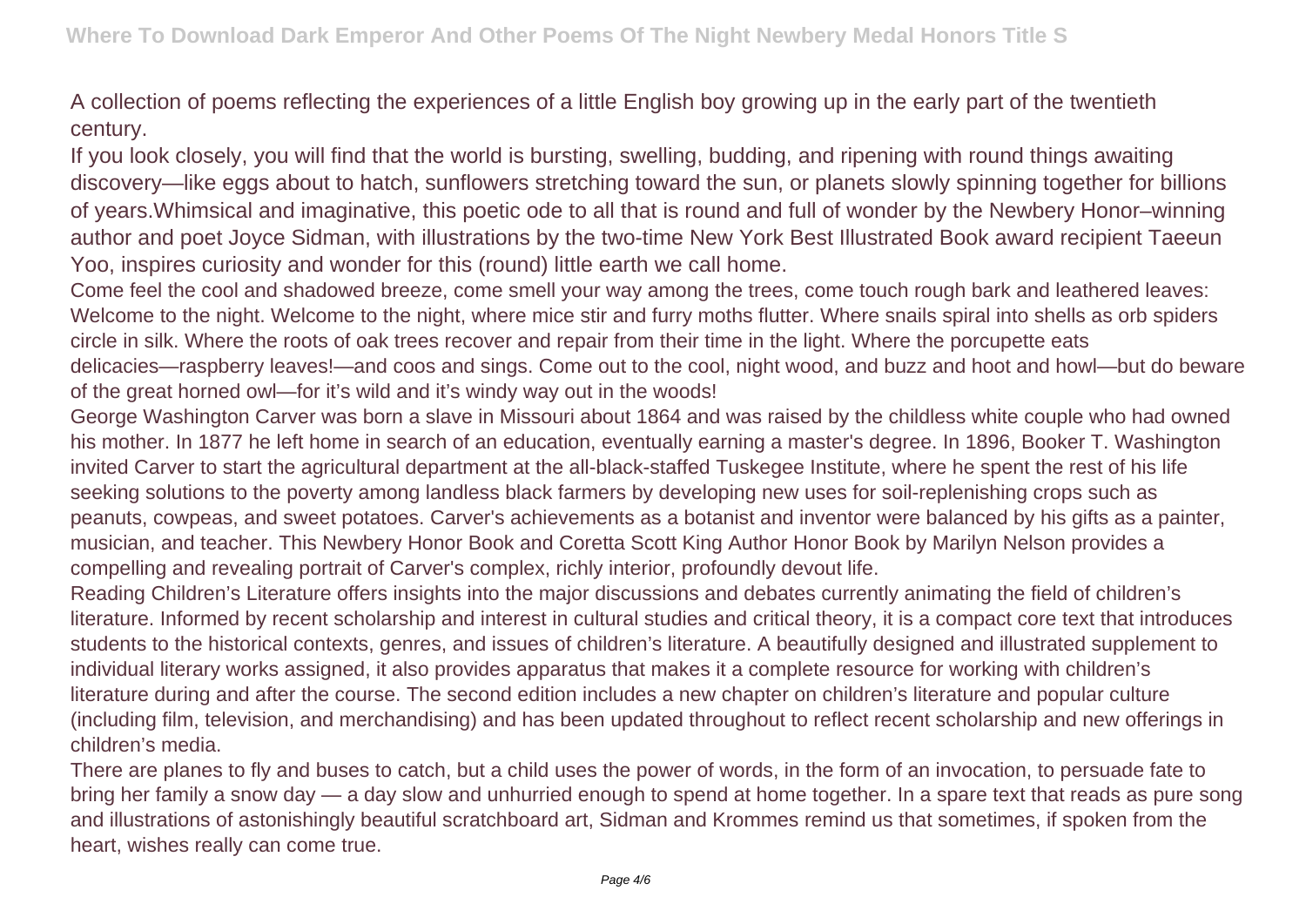A collection of poems reflecting the experiences of a little English boy growing up in the early part of the twentieth century.

If you look closely, you will find that the world is bursting, swelling, budding, and ripening with round things awaiting discovery—like eggs about to hatch, sunflowers stretching toward the sun, or planets slowly spinning together for billions of years.Whimsical and imaginative, this poetic ode to all that is round and full of wonder by the Newbery Honor–winning author and poet Joyce Sidman, with illustrations by the two-time New York Best Illustrated Book award recipient Taeeun Yoo, inspires curiosity and wonder for this (round) little earth we call home.

Come feel the cool and shadowed breeze, come smell your way among the trees, come touch rough bark and leathered leaves: Welcome to the night. Welcome to the night, where mice stir and furry moths flutter. Where snails spiral into shells as orb spiders circle in silk. Where the roots of oak trees recover and repair from their time in the light. Where the porcupette eats delicacies—raspberry leaves!—and coos and sings. Come out to the cool, night wood, and buzz and hoot and howl—but do beware of the great horned owl—for it's wild and it's windy way out in the woods!

George Washington Carver was born a slave in Missouri about 1864 and was raised by the childless white couple who had owned his mother. In 1877 he left home in search of an education, eventually earning a master's degree. In 1896, Booker T. Washington invited Carver to start the agricultural department at the all-black-staffed Tuskegee Institute, where he spent the rest of his life seeking solutions to the poverty among landless black farmers by developing new uses for soil-replenishing crops such as peanuts, cowpeas, and sweet potatoes. Carver's achievements as a botanist and inventor were balanced by his gifts as a painter, musician, and teacher. This Newbery Honor Book and Coretta Scott King Author Honor Book by Marilyn Nelson provides a compelling and revealing portrait of Carver's complex, richly interior, profoundly devout life.

Reading Children's Literature offers insights into the major discussions and debates currently animating the field of children's literature. Informed by recent scholarship and interest in cultural studies and critical theory, it is a compact core text that introduces students to the historical contexts, genres, and issues of children's literature. A beautifully designed and illustrated supplement to individual literary works assigned, it also provides apparatus that makes it a complete resource for working with children's literature during and after the course. The second edition includes a new chapter on children's literature and popular culture (including film, television, and merchandising) and has been updated throughout to reflect recent scholarship and new offerings in children's media.

There are planes to fly and buses to catch, but a child uses the power of words, in the form of an invocation, to persuade fate to bring her family a snow day — a day slow and unhurried enough to spend at home together. In a spare text that reads as pure song and illustrations of astonishingly beautiful scratchboard art, Sidman and Krommes remind us that sometimes, if spoken from the heart, wishes really can come true.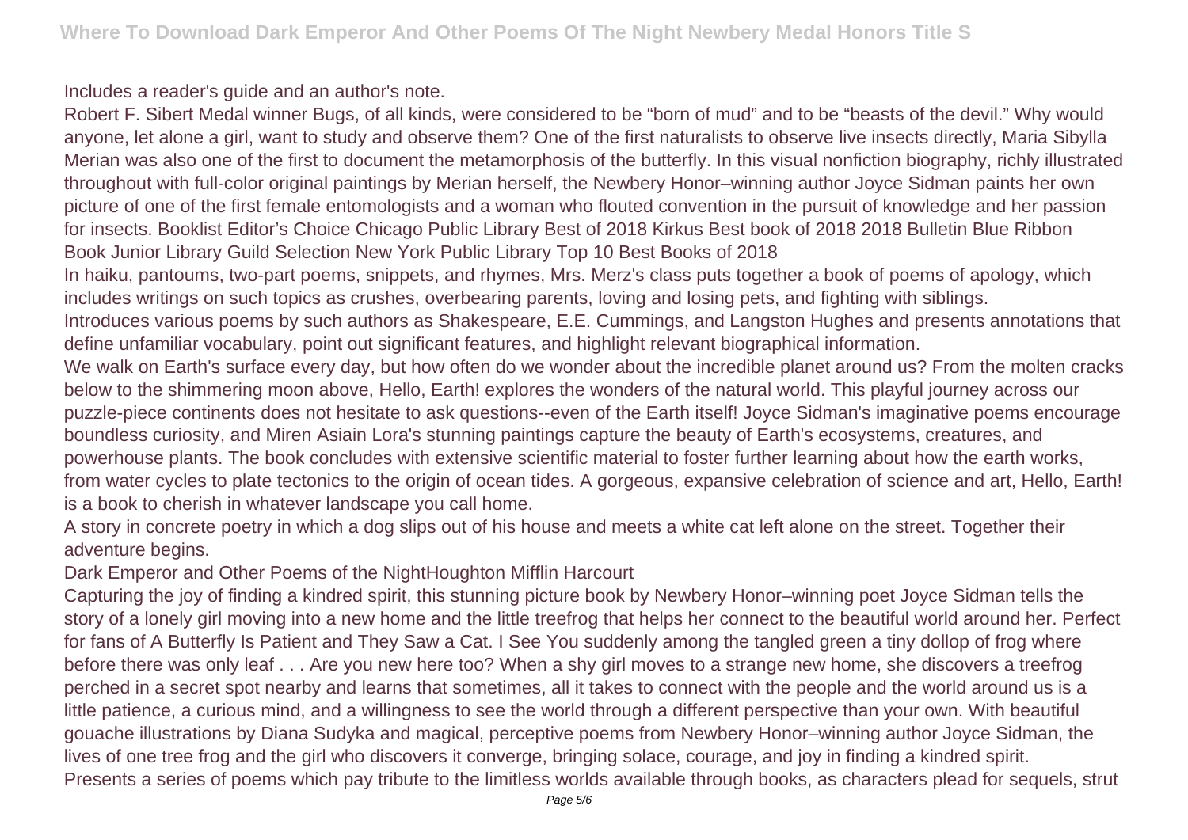Includes a reader's guide and an author's note.

Robert F. Sibert Medal winner Bugs, of all kinds, were considered to be "born of mud" and to be "beasts of the devil." Why would anyone, let alone a girl, want to study and observe them? One of the first naturalists to observe live insects directly, Maria Sibylla Merian was also one of the first to document the metamorphosis of the butterfly. In this visual nonfiction biography, richly illustrated throughout with full-color original paintings by Merian herself, the Newbery Honor–winning author Joyce Sidman paints her own picture of one of the first female entomologists and a woman who flouted convention in the pursuit of knowledge and her passion for insects. Booklist Editor's Choice Chicago Public Library Best of 2018 Kirkus Best book of 2018 2018 Bulletin Blue Ribbon Book Junior Library Guild Selection New York Public Library Top 10 Best Books of 2018

In haiku, pantoums, two-part poems, snippets, and rhymes, Mrs. Merz's class puts together a book of poems of apology, which includes writings on such topics as crushes, overbearing parents, loving and losing pets, and fighting with siblings.

Introduces various poems by such authors as Shakespeare, E.E. Cummings, and Langston Hughes and presents annotations that define unfamiliar vocabulary, point out significant features, and highlight relevant biographical information.

We walk on Earth's surface every day, but how often do we wonder about the incredible planet around us? From the molten cracks below to the shimmering moon above, Hello, Earth! explores the wonders of the natural world. This playful journey across our puzzle-piece continents does not hesitate to ask questions--even of the Earth itself! Joyce Sidman's imaginative poems encourage boundless curiosity, and Miren Asiain Lora's stunning paintings capture the beauty of Earth's ecosystems, creatures, and powerhouse plants. The book concludes with extensive scientific material to foster further learning about how the earth works, from water cycles to plate tectonics to the origin of ocean tides. A gorgeous, expansive celebration of science and art, Hello, Earth! is a book to cherish in whatever landscape you call home.

A story in concrete poetry in which a dog slips out of his house and meets a white cat left alone on the street. Together their adventure begins.

Dark Emperor and Other Poems of the NightHoughton Mifflin Harcourt

Capturing the joy of finding a kindred spirit, this stunning picture book by Newbery Honor–winning poet Joyce Sidman tells the story of a lonely girl moving into a new home and the little treefrog that helps her connect to the beautiful world around her. Perfect for fans of A Butterfly Is Patient and They Saw a Cat. I See You suddenly among the tangled green a tiny dollop of frog where before there was only leaf . . . Are you new here too? When a shy girl moves to a strange new home, she discovers a treefrog perched in a secret spot nearby and learns that sometimes, all it takes to connect with the people and the world around us is a little patience, a curious mind, and a willingness to see the world through a different perspective than your own. With beautiful gouache illustrations by Diana Sudyka and magical, perceptive poems from Newbery Honor–winning author Joyce Sidman, the lives of one tree frog and the girl who discovers it converge, bringing solace, courage, and joy in finding a kindred spirit.

Presents a series of poems which pay tribute to the limitless worlds available through books, as characters plead for sequels, strut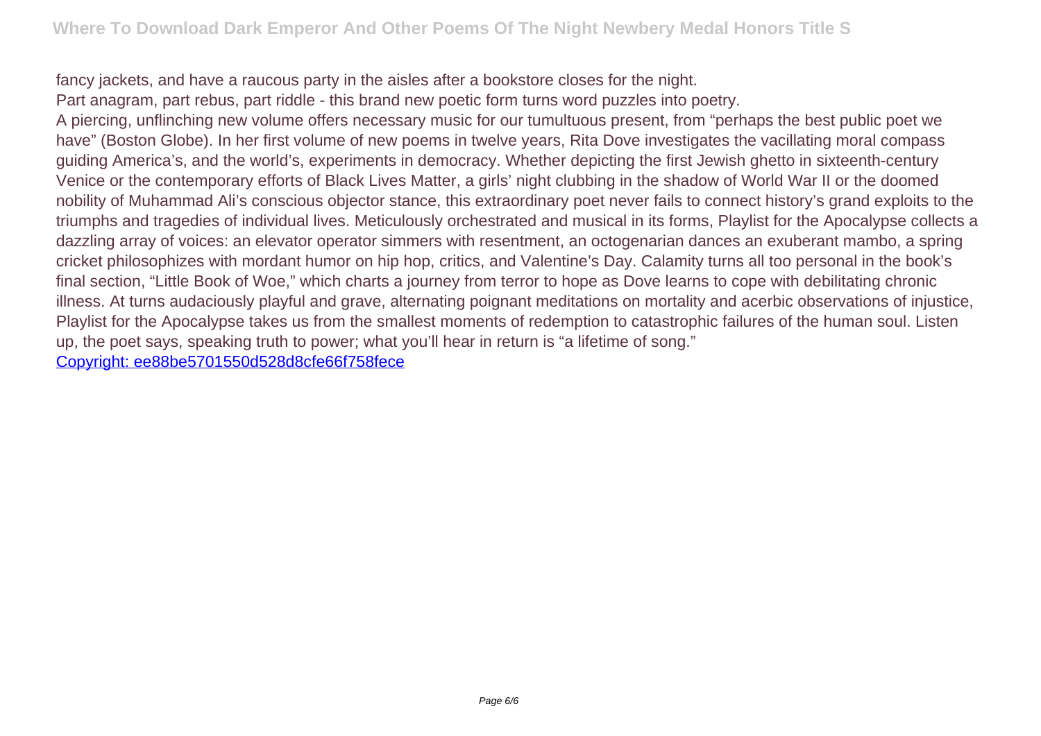fancy jackets, and have a raucous party in the aisles after a bookstore closes for the night.

Part anagram, part rebus, part riddle - this brand new poetic form turns word puzzles into poetry.

A piercing, unflinching new volume offers necessary music for our tumultuous present, from "perhaps the best public poet we have" (Boston Globe). In her first volume of new poems in twelve years, Rita Dove investigates the vacillating moral compass guiding America's, and the world's, experiments in democracy. Whether depicting the first Jewish ghetto in sixteenth-century Venice or the contemporary efforts of Black Lives Matter, a girls' night clubbing in the shadow of World War II or the doomed nobility of Muhammad Ali's conscious objector stance, this extraordinary poet never fails to connect history's grand exploits to the triumphs and tragedies of individual lives. Meticulously orchestrated and musical in its forms, Playlist for the Apocalypse collects a dazzling array of voices: an elevator operator simmers with resentment, an octogenarian dances an exuberant mambo, a spring cricket philosophizes with mordant humor on hip hop, critics, and Valentine's Day. Calamity turns all too personal in the book's final section, "Little Book of Woe," which charts a journey from terror to hope as Dove learns to cope with debilitating chronic illness. At turns audaciously playful and grave, alternating poignant meditations on mortality and acerbic observations of injustice, Playlist for the Apocalypse takes us from the smallest moments of redemption to catastrophic failures of the human soul. Listen up, the poet says, speaking truth to power; what you'll hear in return is "a lifetime of song."

Copyright: ee88be5701550d528d8cfe66f758fece